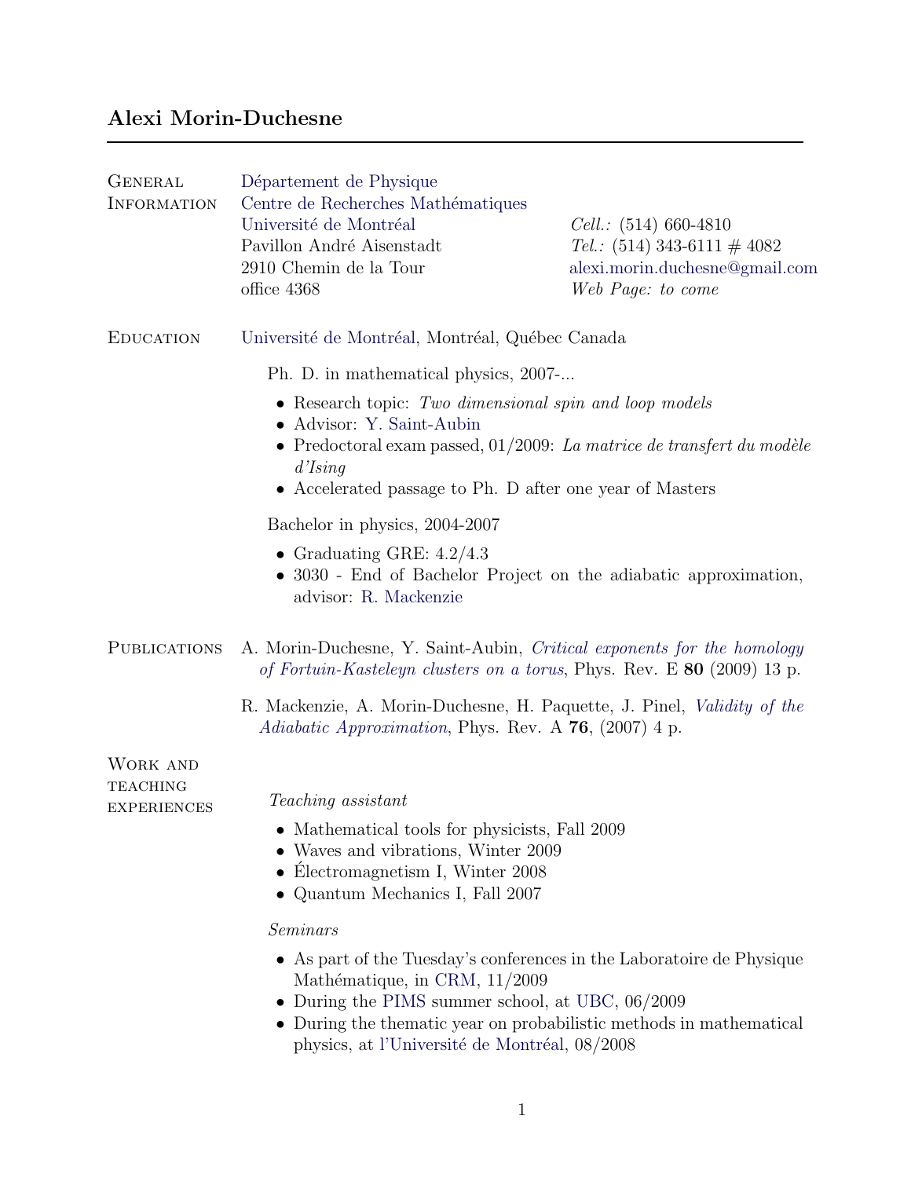# Alexi Morin-Duchesne

## General Information

Département de Physique
Centre de Recherches Mathématiques
Université de Montréal
Pavillon André Aisenstadt
2910 Chemin de la Tour
office 4368

*Cell.:* (514) 660-4810
*Tel.:* (514) 343-6111 # 4082
alexi.morin.duchesne@gmail.com
*Web Page: to come*

## Education

Université de Montréal, Montréal, Québec Canada

Ph. D. in mathematical physics, 2007-...

- Research topic: *Two dimensional spin and loop models*
- Advisor: Y. Saint-Aubin
- Predoctoral exam passed, 01/2009: *La matrice de transfert du modèle d'Ising*
- Accelerated passage to Ph. D after one year of Masters

Bachelor in physics, 2004-2007

- Graduating GRE: 4.2/4.3
- 3030 - End of Bachelor Project on the adiabatic approximation, advisor: R. Mackenzie

## Publications

A. Morin-Duchesne, Y. Saint-Aubin, *Critical exponents for the homology of Fortuin-Kasteleyn clusters on a torus*, Phys. Rev. E **80** (2009) 13 p.

R. Mackenzie, A. Morin-Duchesne, H. Paquette, J. Pinel, *Validity of the Adiabatic Approximation*, Phys. Rev. A **76**, (2007) 4 p.

## Work and teaching experiences

*Teaching assistant*

- Mathematical tools for physicists, Fall 2009
- Waves and vibrations, Winter 2009
- Électromagnetism I, Winter 2008
- Quantum Mechanics I, Fall 2007

*Seminars*

- As part of the Tuesday's conferences in the Laboratoire de Physique Mathématique, in CRM, 11/2009
- During the PIMS summer school, at UBC, 06/2009
- During the thematic year on probabilistic methods in mathematical physics, at l'Université de Montréal, 08/2008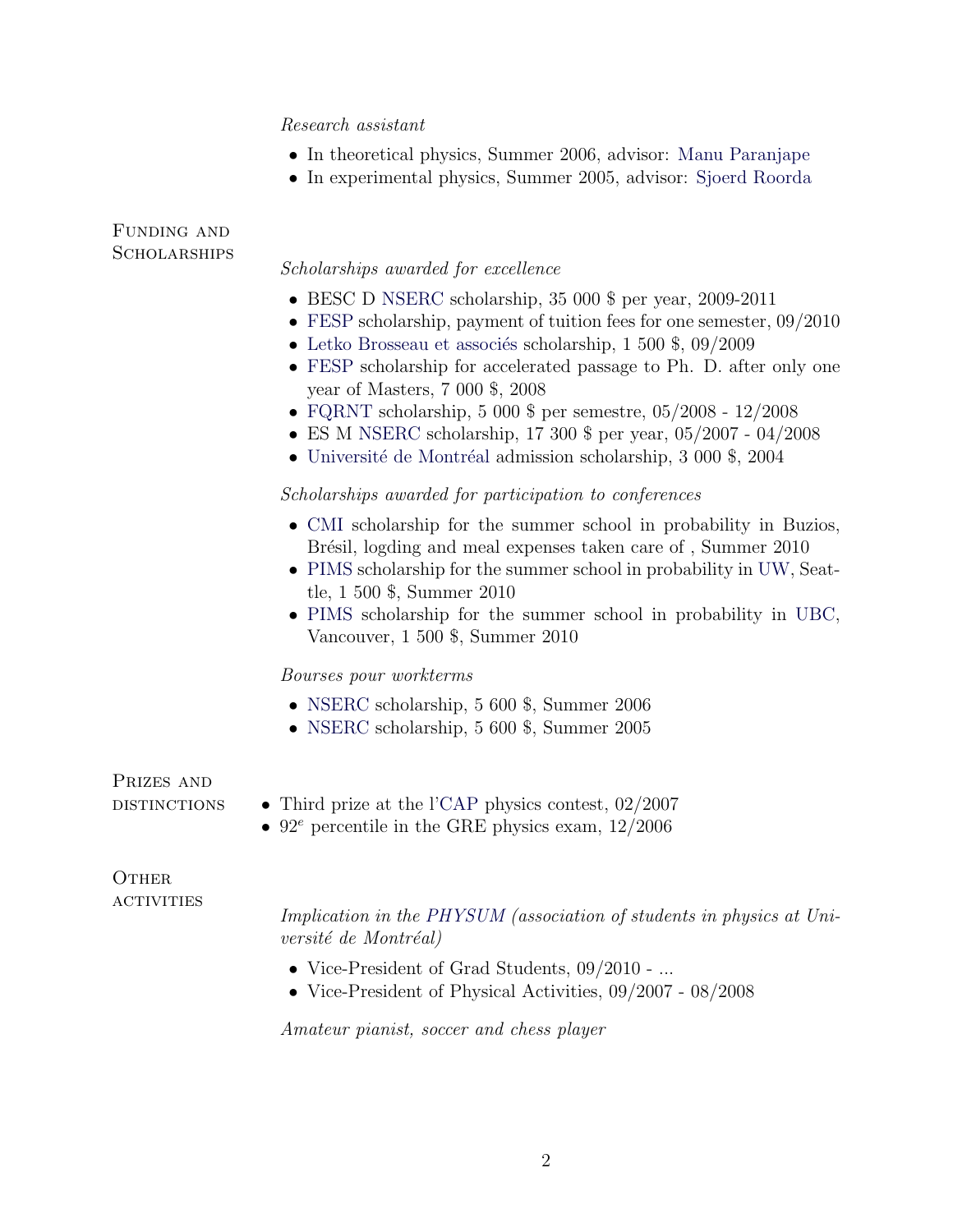*Research assistant*

- In theoretical physics, Summer 2006, advisor: Manu Paranjape
- In experimental physics, Summer 2005, advisor: Sjoerd Roorda

## Funding and Scholarships

*Scholarships awarded for excellence*

- BESC D NSERC scholarship, 35 000 $ per year, 2009-2011
- FESP scholarship, payment of tuition fees for one semester, 09/2010
- Letko Brosseau et associés scholarship, 1 500 $, 09/2009
- FESP scholarship for accelerated passage to Ph. D. after only one year of Masters, 7 000 $, 2008
- FQRNT scholarship, 5 000 $ per semestre, 05/2008 - 12/2008
- ES M NSERC scholarship, 17 300 $ per year, 05/2007 - 04/2008
- Université de Montréal admission scholarship, 3 000 $, 2004

*Scholarships awarded for participation to conferences*

- CMI scholarship for the summer school in probability in Buzios, Brésil, logding and meal expenses taken care of , Summer 2010
- PIMS scholarship for the summer school in probability in UW, Seattle, 1 500 $, Summer 2010
- PIMS scholarship for the summer school in probability in UBC, Vancouver, 1 500 $, Summer 2010

*Bourses pour workterms*

- NSERC scholarship, 5 600 $, Summer 2006
- NSERC scholarship, 5 600 $, Summer 2005

## Prizes and distinctions

- Third prize at the l'CAP physics contest, 02/2007
- 92$^{e}$ percentile in the GRE physics exam, 12/2006

## Other activities

*Implication in the PHYSUM (association of students in physics at Université de Montréal)*

- Vice-President of Grad Students, 09/2010 - ...
- Vice-President of Physical Activities, 09/2007 - 08/2008

*Amateur pianist, soccer and chess player*